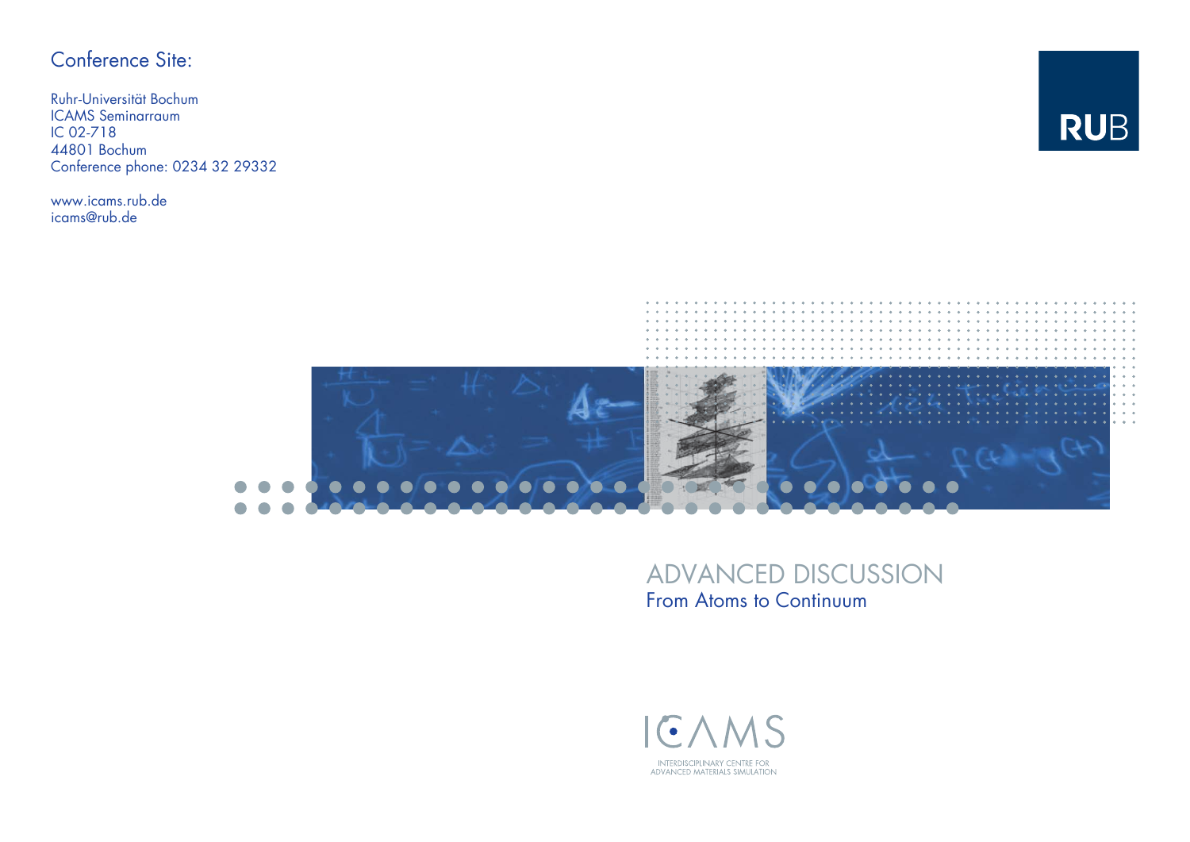## Conference Site:

Ruhr-Universität Bochum
ICAMS Seminarraum
IC 02-718
44801 Bochum
Conference phone: 0234 32 29332

www.icams.rub.de
icams@rub.de

RUB

# ADVANCED DISCUSSION

## From Atoms to Continuum

ICAMS

INTERDISCIPLINARY CENTRE FOR
ADVANCED MATERIALS SIMULATION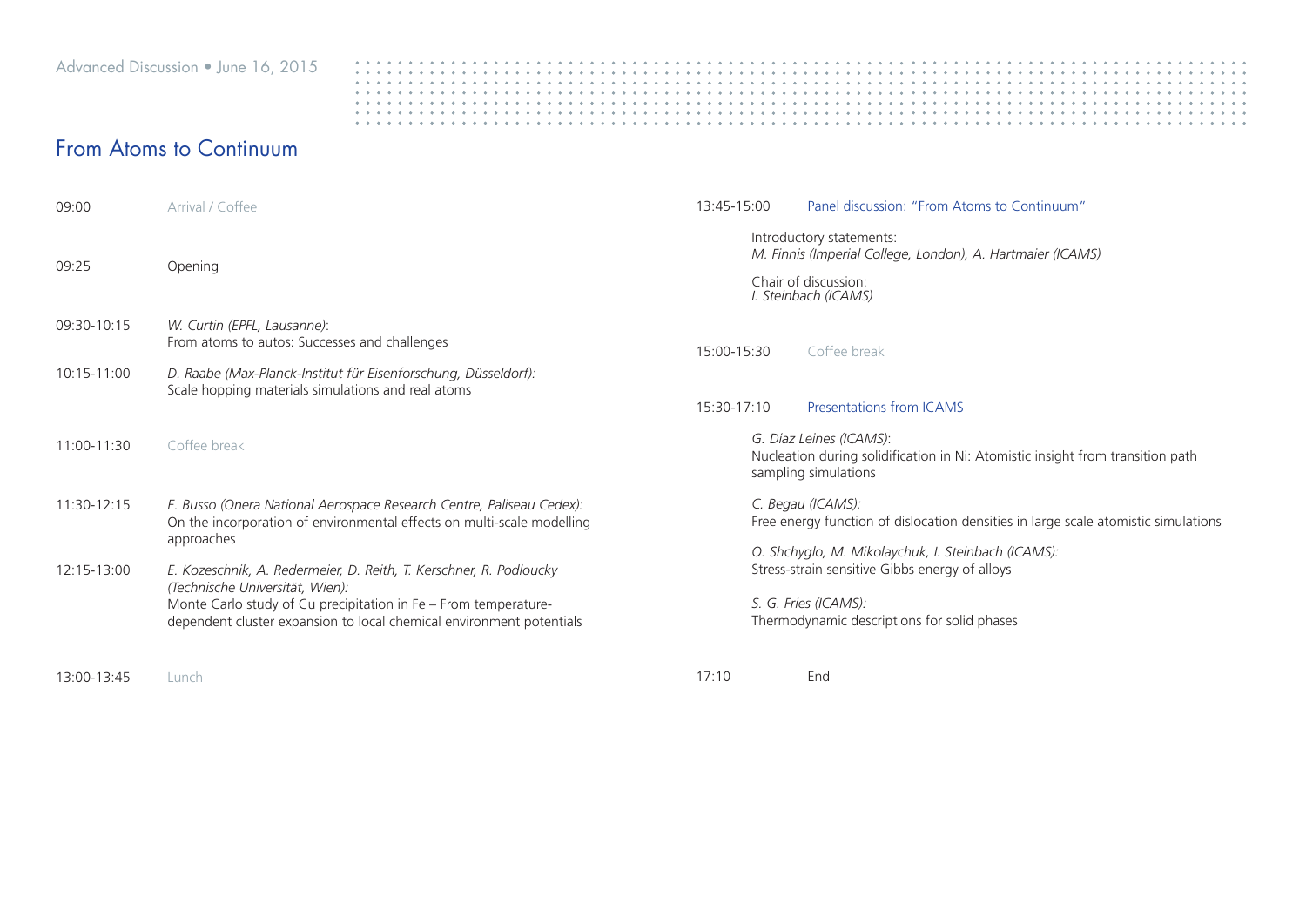Advanced Discussion • June 16, 2015

# From Atoms to Continuum

09:00 Arrival / Coffee

09:25 Opening

09:30-10:15 *W. Curtin (EPFL, Lausanne)*:
From atoms to autos: Successes and challenges

10:15-11:00 *D. Raabe (Max-Planck-Institut für Eisenforschung, Düsseldorf):*
Scale hopping materials simulations and real atoms

11:00-11:30 Coffee break

11:30-12:15 *E. Busso (Onera National Aerospace Research Centre, Paliseau Cedex):*
On the incorporation of environmental effects on multi-scale modelling approaches

12:15-13:00 *E. Kozeschnik, A. Redermeier, D. Reith, T. Kerschner, R. Podloucky (Technische Universität, Wien):*
Monte Carlo study of Cu precipitation in Fe – From temperature-dependent cluster expansion to local chemical environment potentials

13:00-13:45 Lunch

13:45-15:00 Panel discussion: "From Atoms to Continuum"

Introductory statements:
*M. Finnis (Imperial College, London), A. Hartmaier (ICAMS)*

Chair of discussion:
*I. Steinbach (ICAMS)*

15:00-15:30 Coffee break

15:30-17:10 Presentations from ICAMS

*G. Díaz Leines (ICAMS)*:
Nucleation during solidification in Ni: Atomistic insight from transition path sampling simulations

*C. Begau (ICAMS):*
Free energy function of dislocation densities in large scale atomistic simulations

*O. Shchyglo, M. Mikolaychuk, I. Steinbach (ICAMS):*
Stress-strain sensitive Gibbs energy of alloys

*S. G. Fries (ICAMS):*
Thermodynamic descriptions for solid phases

17:10 End